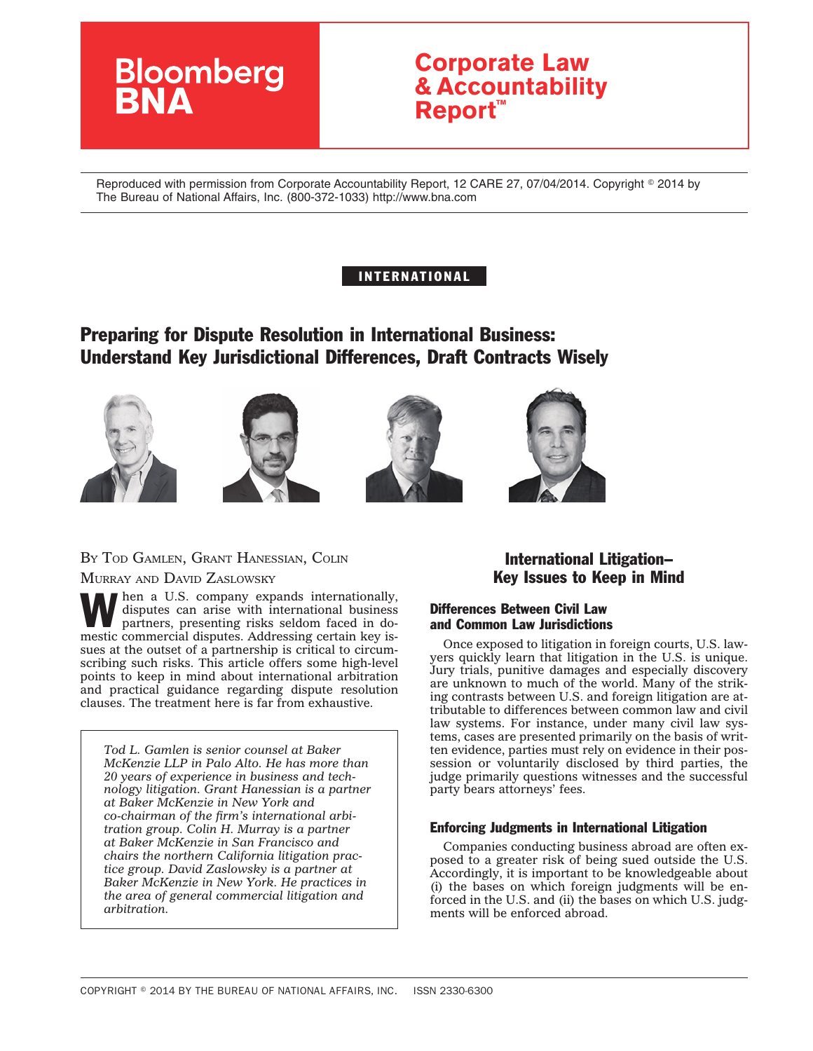Bloomberg BNA

**Corporate Law & Accountability Report™**

Reproduced with permission from Corporate Accountability Report, 12 CARE 27, 07/04/2014. Copyright © 2014 by The Bureau of National Affairs, Inc. (800-372-1033) http://www.bna.com

INTERNATIONAL

# Preparing for Dispute Resolution in International Business: Understand Key Jurisdictional Differences, Draft Contracts Wisely

BY TOD GAMLEN, GRANT HANESSIAN, COLIN MURRAY AND DAVID ZASLOWSKY

When a U.S. company expands internationally, disputes can arise with international business partners, presenting risks seldom faced in domestic commercial disputes. Addressing certain key issues at the outset of a partnership is critical to circumscribing such risks. This article offers some high-level points to keep in mind about international arbitration and practical guidance regarding dispute resolution clauses. The treatment here is far from exhaustive.

*Tod L. Gamlen is senior counsel at Baker McKenzie LLP in Palo Alto. He has more than 20 years of experience in business and technology litigation. Grant Hanessian is a partner at Baker McKenzie in New York and co-chairman of the firm's international arbitration group. Colin H. Murray is a partner at Baker McKenzie in San Francisco and chairs the northern California litigation practice group. David Zaslowsky is a partner at Baker McKenzie in New York. He practices in the area of general commercial litigation and arbitration.*

## International Litigation–Key Issues to Keep in Mind

### Differences Between Civil Law and Common Law Jurisdictions

Once exposed to litigation in foreign courts, U.S. lawyers quickly learn that litigation in the U.S. is unique. Jury trials, punitive damages and especially discovery are unknown to much of the world. Many of the striking contrasts between U.S. and foreign litigation are attributable to differences between common law and civil law systems. For instance, under many civil law systems, cases are presented primarily on the basis of written evidence, parties must rely on evidence in their possession or voluntarily disclosed by third parties, the judge primarily questions witnesses and the successful party bears attorneys' fees.

### Enforcing Judgments in International Litigation

Companies conducting business abroad are often exposed to a greater risk of being sued outside the U.S. Accordingly, it is important to be knowledgeable about (i) the bases on which foreign judgments will be enforced in the U.S. and (ii) the bases on which U.S. judgments will be enforced abroad.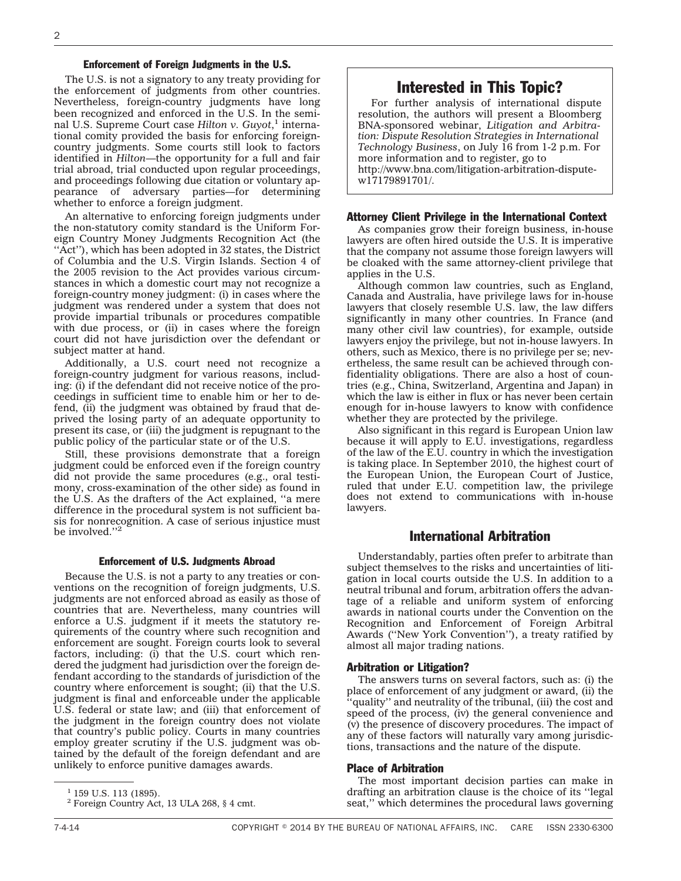### Enforcement of Foreign Judgments in the U.S.

The U.S. is not a signatory to any treaty providing for the enforcement of judgments from other countries. Nevertheless, foreign-country judgments have long been recognized and enforced in the U.S. In the seminal U.S. Supreme Court case *Hilton v. Guyot*,[1] international comity provided the basis for enforcing foreign-country judgments. Some courts still look to factors identified in *Hilton*—the opportunity for a full and fair trial abroad, trial conducted upon regular proceedings, and proceedings following due citation or voluntary appearance of adversary parties—for determining whether to enforce a foreign judgment.

An alternative to enforcing foreign judgments under the non-statutory comity standard is the Uniform Foreign Country Money Judgments Recognition Act (the ''Act''), which has been adopted in 32 states, the District of Columbia and the U.S. Virgin Islands. Section 4 of the 2005 revision to the Act provides various circumstances in which a domestic court may not recognize a foreign-country money judgment: (i) in cases where the judgment was rendered under a system that does not provide impartial tribunals or procedures compatible with due process, or (ii) in cases where the foreign court did not have jurisdiction over the defendant or subject matter at hand.

Additionally, a U.S. court need not recognize a foreign-country judgment for various reasons, including: (i) if the defendant did not receive notice of the proceedings in sufficient time to enable him or her to defend, (ii) the judgment was obtained by fraud that deprived the losing party of an adequate opportunity to present its case, or (iii) the judgment is repugnant to the public policy of the particular state or of the U.S.

Still, these provisions demonstrate that a foreign judgment could be enforced even if the foreign country did not provide the same procedures (e.g., oral testimony, cross-examination of the other side) as found in the U.S. As the drafters of the Act explained, ''a mere difference in the procedural system is not sufficient basis for nonrecognition. A case of serious injustice must be involved.''[2]

### Enforcement of U.S. Judgments Abroad

Because the U.S. is not a party to any treaties or conventions on the recognition of foreign judgments, U.S. judgments are not enforced abroad as easily as those of countries that are. Nevertheless, many countries will enforce a U.S. judgment if it meets the statutory requirements of the country where such recognition and enforcement are sought. Foreign courts look to several factors, including: (i) that the U.S. court which rendered the judgment had jurisdiction over the foreign defendant according to the standards of jurisdiction of the country where enforcement is sought; (ii) that the U.S. judgment is final and enforceable under the applicable U.S. federal or state law; and (iii) that enforcement of the judgment in the foreign country does not violate that country's public policy. Courts in many countries employ greater scrutiny if the U.S. judgment was obtained by the default of the foreign defendant and are unlikely to enforce punitive damages awards.

[1] 159 U.S. 113 (1895).

[2] Foreign Country Act, 13 ULA 268, § 4 cmt.

> ## Interested in This Topic?
>
> For further analysis of international dispute resolution, the authors will present a Bloomberg BNA-sponsored webinar, *Litigation and Arbitration: Dispute Resolution Strategies in International Technology Business*, on July 16 from 1-2 p.m. For more information and to register, go to http://www.bna.com/litigation-arbitration-dispute-w17179891701/.

### Attorney Client Privilege in the International Context

As companies grow their foreign business, in-house lawyers are often hired outside the U.S. It is imperative that the company not assume those foreign lawyers will be cloaked with the same attorney-client privilege that applies in the U.S.

Although common law countries, such as England, Canada and Australia, have privilege laws for in-house lawyers that closely resemble U.S. law, the law differs significantly in many other countries. In France (and many other civil law countries), for example, outside lawyers enjoy the privilege, but not in-house lawyers. In others, such as Mexico, there is no privilege per se; nevertheless, the same result can be achieved through confidentiality obligations. There are also a host of countries (e.g., China, Switzerland, Argentina and Japan) in which the law is either in flux or has never been certain enough for in-house lawyers to know with confidence whether they are protected by the privilege.

Also significant in this regard is European Union law because it will apply to E.U. investigations, regardless of the law of the E.U. country in which the investigation is taking place. In September 2010, the highest court of the European Union, the European Court of Justice, ruled that under E.U. competition law, the privilege does not extend to communications with in-house lawyers.

## International Arbitration

Understandably, parties often prefer to arbitrate than subject themselves to the risks and uncertainties of litigation in local courts outside the U.S. In addition to a neutral tribunal and forum, arbitration offers the advantage of a reliable and uniform system of enforcing awards in national courts under the Convention on the Recognition and Enforcement of Foreign Arbitral Awards (''New York Convention''), a treaty ratified by almost all major trading nations.

### Arbitration or Litigation?

The answers turns on several factors, such as: (i) the place of enforcement of any judgment or award, (ii) the ''quality'' and neutrality of the tribunal, (iii) the cost and speed of the process, (iv) the general convenience and (v) the presence of discovery procedures. The impact of any of these factors will naturally vary among jurisdictions, transactions and the nature of the dispute.

### Place of Arbitration

The most important decision parties can make in drafting an arbitration clause is the choice of its ''legal seat,'' which determines the procedural laws governing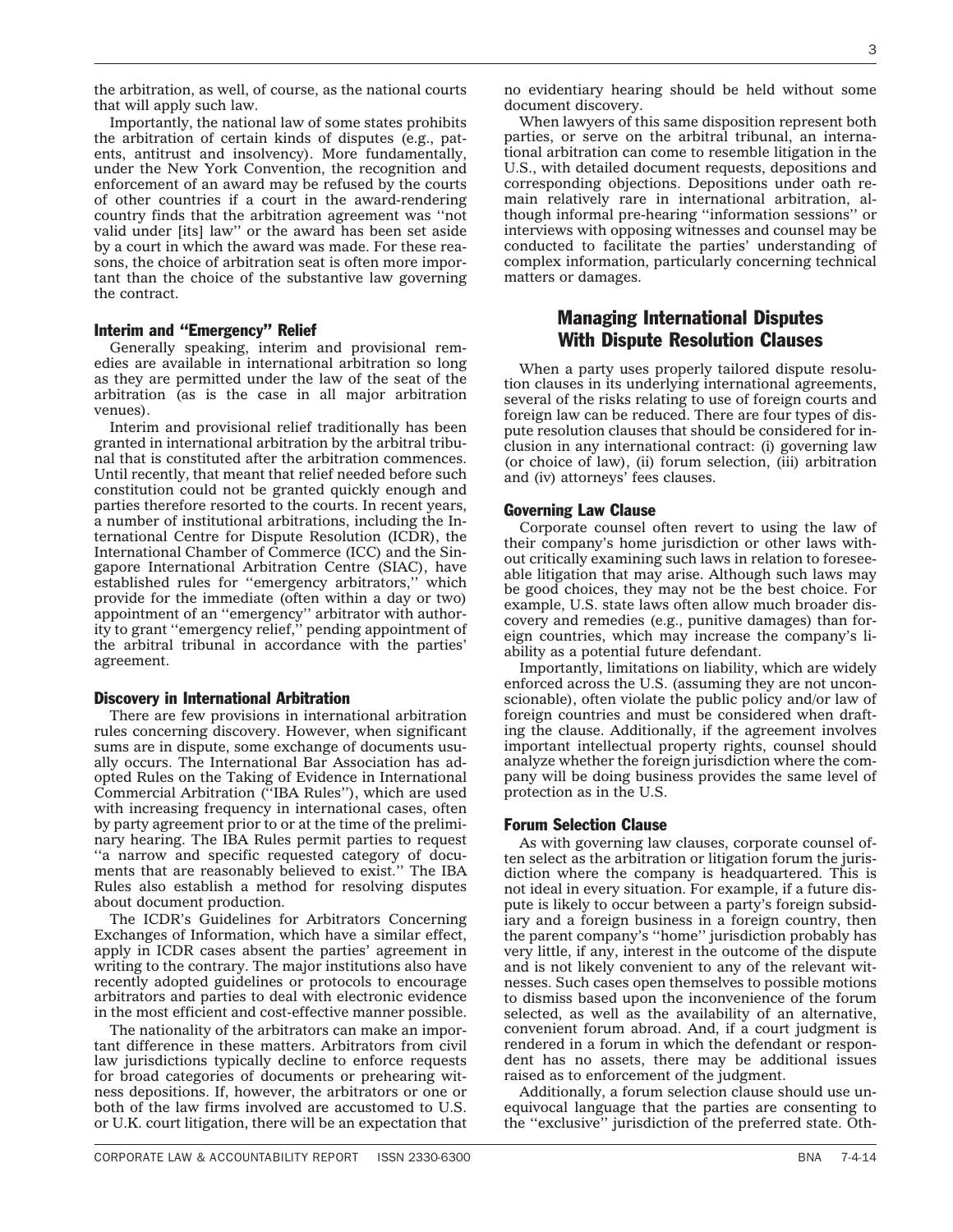the arbitration, as well, of course, as the national courts that will apply such law.

Importantly, the national law of some states prohibits the arbitration of certain kinds of disputes (e.g., patents, antitrust and insolvency). More fundamentally, under the New York Convention, the recognition and enforcement of an award may be refused by the courts of other countries if a court in the award-rendering country finds that the arbitration agreement was ''not valid under [its] law'' or the award has been set aside by a court in which the award was made. For these reasons, the choice of arbitration seat is often more important than the choice of the substantive law governing the contract.

### Interim and ''Emergency'' Relief

Generally speaking, interim and provisional remedies are available in international arbitration so long as they are permitted under the law of the seat of the arbitration (as is the case in all major arbitration venues).

Interim and provisional relief traditionally has been granted in international arbitration by the arbitral tribunal that is constituted after the arbitration commences. Until recently, that meant that relief needed before such constitution could not be granted quickly enough and parties therefore resorted to the courts. In recent years, a number of institutional arbitrations, including the International Centre for Dispute Resolution (ICDR), the International Chamber of Commerce (ICC) and the Singapore International Arbitration Centre (SIAC), have established rules for ''emergency arbitrators,'' which provide for the immediate (often within a day or two) appointment of an ''emergency'' arbitrator with authority to grant ''emergency relief,'' pending appointment of the arbitral tribunal in accordance with the parties' agreement.

### Discovery in International Arbitration

There are few provisions in international arbitration rules concerning discovery. However, when significant sums are in dispute, some exchange of documents usually occurs. The International Bar Association has adopted Rules on the Taking of Evidence in International Commercial Arbitration (''IBA Rules''), which are used with increasing frequency in international cases, often by party agreement prior to or at the time of the preliminary hearing. The IBA Rules permit parties to request ''a narrow and specific requested category of documents that are reasonably believed to exist.'' The IBA Rules also establish a method for resolving disputes about document production.

The ICDR's Guidelines for Arbitrators Concerning Exchanges of Information, which have a similar effect, apply in ICDR cases absent the parties' agreement in writing to the contrary. The major institutions also have recently adopted guidelines or protocols to encourage arbitrators and parties to deal with electronic evidence in the most efficient and cost-effective manner possible.

The nationality of the arbitrators can make an important difference in these matters. Arbitrators from civil law jurisdictions typically decline to enforce requests for broad categories of documents or prehearing witness depositions. If, however, the arbitrators or one or both of the law firms involved are accustomed to U.S. or U.K. court litigation, there will be an expectation that no evidentiary hearing should be held without some document discovery.

When lawyers of this same disposition represent both parties, or serve on the arbitral tribunal, an international arbitration can come to resemble litigation in the U.S., with detailed document requests, depositions and corresponding objections. Depositions under oath remain relatively rare in international arbitration, although informal pre-hearing ''information sessions'' or interviews with opposing witnesses and counsel may be conducted to facilitate the parties' understanding of complex information, particularly concerning technical matters or damages.

## Managing International Disputes With Dispute Resolution Clauses

When a party uses properly tailored dispute resolution clauses in its underlying international agreements, several of the risks relating to use of foreign courts and foreign law can be reduced. There are four types of dispute resolution clauses that should be considered for inclusion in any international contract: (i) governing law (or choice of law), (ii) forum selection, (iii) arbitration and (iv) attorneys' fees clauses.

### Governing Law Clause

Corporate counsel often revert to using the law of their company's home jurisdiction or other laws without critically examining such laws in relation to foreseeable litigation that may arise. Although such laws may be good choices, they may not be the best choice. For example, U.S. state laws often allow much broader discovery and remedies (e.g., punitive damages) than foreign countries, which may increase the company's liability as a potential future defendant.

Importantly, limitations on liability, which are widely enforced across the U.S. (assuming they are not unconscionable), often violate the public policy and/or law of foreign countries and must be considered when drafting the clause. Additionally, if the agreement involves important intellectual property rights, counsel should analyze whether the foreign jurisdiction where the company will be doing business provides the same level of protection as in the U.S.

### Forum Selection Clause

As with governing law clauses, corporate counsel often select as the arbitration or litigation forum the jurisdiction where the company is headquartered. This is not ideal in every situation. For example, if a future dispute is likely to occur between a party's foreign subsidiary and a foreign business in a foreign country, then the parent company's ''home'' jurisdiction probably has very little, if any, interest in the outcome of the dispute and is not likely convenient to any of the relevant witnesses. Such cases open themselves to possible motions to dismiss based upon the inconvenience of the forum selected, as well as the availability of an alternative, convenient forum abroad. And, if a court judgment is rendered in a forum in which the defendant or respondent has no assets, there may be additional issues raised as to enforcement of the judgment.

Additionally, a forum selection clause should use unequivocal language that the parties are consenting to the ''exclusive'' jurisdiction of the preferred state. Oth-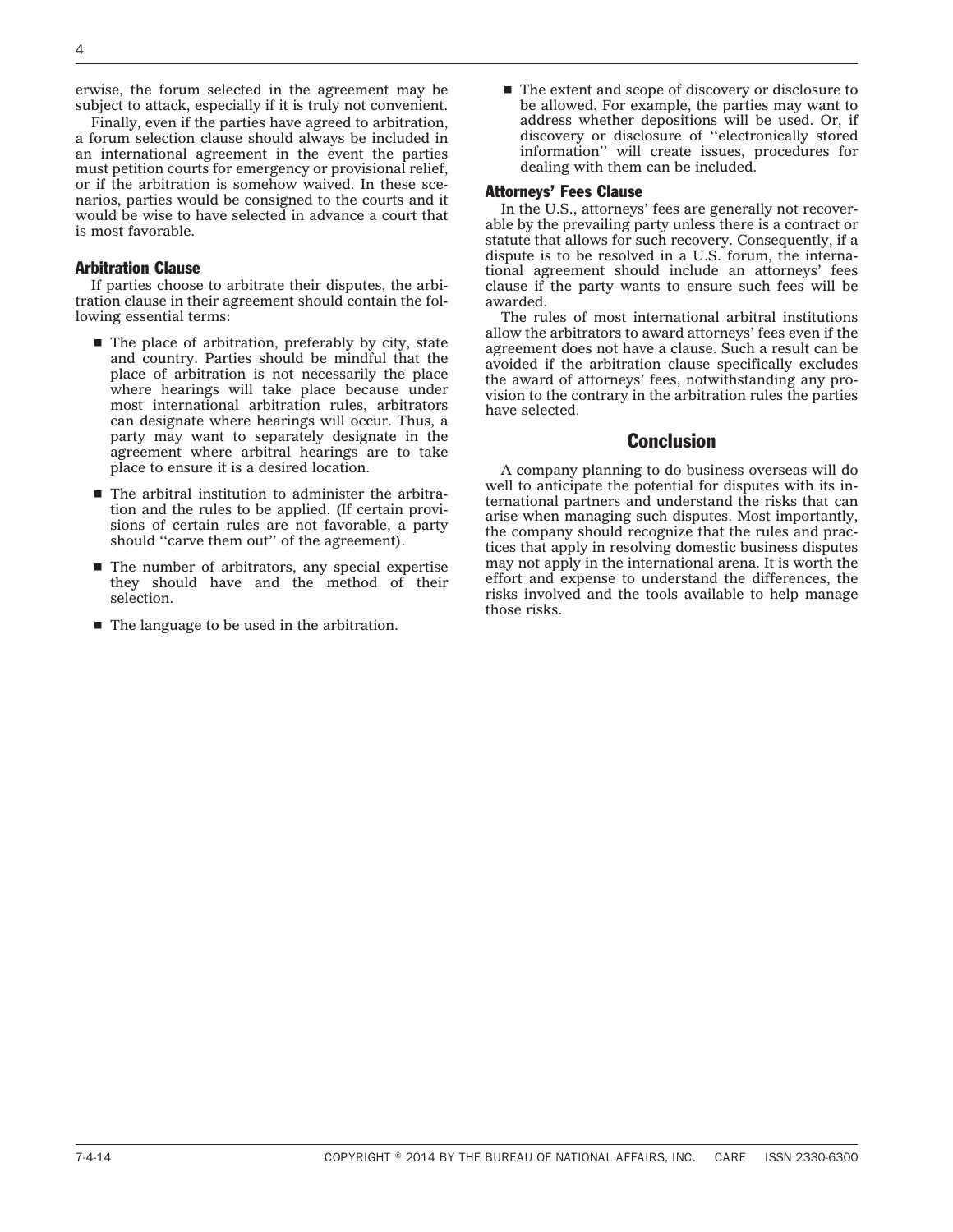erwise, the forum selected in the agreement may be subject to attack, especially if it is truly not convenient.

Finally, even if the parties have agreed to arbitration, a forum selection clause should always be included in an international agreement in the event the parties must petition courts for emergency or provisional relief, or if the arbitration is somehow waived. In these scenarios, parties would be consigned to the courts and it would be wise to have selected in advance a court that is most favorable.

### Arbitration Clause

If parties choose to arbitrate their disputes, the arbitration clause in their agreement should contain the following essential terms:

- The place of arbitration, preferably by city, state and country. Parties should be mindful that the place of arbitration is not necessarily the place where hearings will take place because under most international arbitration rules, arbitrators can designate where hearings will occur. Thus, a party may want to separately designate in the agreement where arbitral hearings are to take place to ensure it is a desired location.

- The arbitral institution to administer the arbitration and the rules to be applied. (If certain provisions of certain rules are not favorable, a party should ''carve them out'' of the agreement).

- The number of arbitrators, any special expertise they should have and the method of their selection.

- The language to be used in the arbitration.

- The extent and scope of discovery or disclosure to be allowed. For example, the parties may want to address whether depositions will be used. Or, if discovery or disclosure of ''electronically stored information'' will create issues, procedures for dealing with them can be included.

### Attorneys' Fees Clause

In the U.S., attorneys' fees are generally not recoverable by the prevailing party unless there is a contract or statute that allows for such recovery. Consequently, if a dispute is to be resolved in a U.S. forum, the international agreement should include an attorneys' fees clause if the party wants to ensure such fees will be awarded.

The rules of most international arbitral institutions allow the arbitrators to award attorneys' fees even if the agreement does not have a clause. Such a result can be avoided if the arbitration clause specifically excludes the award of attorneys' fees, notwithstanding any provision to the contrary in the arbitration rules the parties have selected.

## Conclusion

A company planning to do business overseas will do well to anticipate the potential for disputes with its international partners and understand the risks that can arise when managing such disputes. Most importantly, the company should recognize that the rules and practices that apply in resolving domestic business disputes may not apply in the international arena. It is worth the effort and expense to understand the differences, the risks involved and the tools available to help manage those risks.